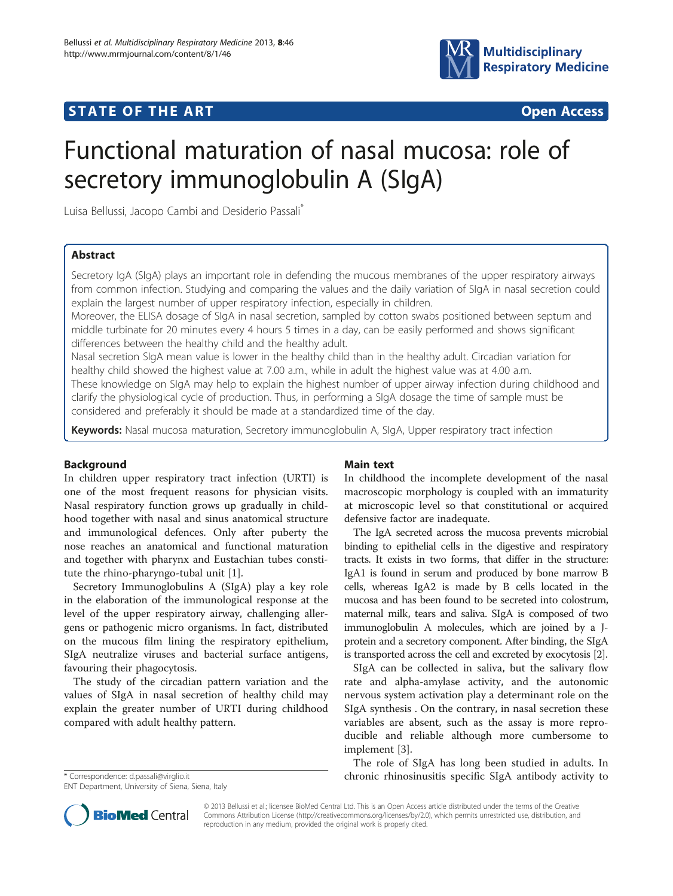STATE OF THE ART Open Access

# Functional maturation of nasal mucosa: role of secretory immunoglobulin A (SIgA)

Luisa Bellussi, Jacopo Cambi and Desiderio Passali*

## Abstract

Secretory IgA (SIgA) plays an important role in defending the mucous membranes of the upper respiratory airways from common infection. Studying and comparing the values and the daily variation of SIgA in nasal secretion could explain the largest number of upper respiratory infection, especially in children.

Moreover, the ELISA dosage of SIgA in nasal secretion, sampled by cotton swabs positioned between septum and middle turbinate for 20 minutes every 4 hours 5 times in a day, can be easily performed and shows significant differences between the healthy child and the healthy adult.

Nasal secretion SIgA mean value is lower in the healthy child than in the healthy adult. Circadian variation for healthy child showed the highest value at 7.00 a.m., while in adult the highest value was at 4.00 a.m.

These knowledge on SIgA may help to explain the highest number of upper airway infection during childhood and clarify the physiological cycle of production. Thus, in performing a SIgA dosage the time of sample must be considered and preferably it should be made at a standardized time of the day.

**Keywords:** Nasal mucosa maturation, Secretory immunoglobulin A, SIgA, Upper respiratory tract infection

## Background

In children upper respiratory tract infection (URTI) is one of the most frequent reasons for physician visits. Nasal respiratory function grows up gradually in childhood together with nasal and sinus anatomical structure and immunological defences. Only after puberty the nose reaches an anatomical and functional maturation and together with pharynx and Eustachian tubes constitute the rhino-pharyngo-tubal unit [1].

Secretory Immunoglobulins A (SIgA) play a key role in the elaboration of the immunological response at the level of the upper respiratory airway, challenging allergens or pathogenic micro organisms. In fact, distributed on the mucous film lining the respiratory epithelium, SIgA neutralize viruses and bacterial surface antigens, favouring their phagocytosis.

The study of the circadian pattern variation and the values of SIgA in nasal secretion of healthy child may explain the greater number of URTI during childhood compared with adult healthy pattern.

## Main text

In childhood the incomplete development of the nasal macroscopic morphology is coupled with an immaturity at microscopic level so that constitutional or acquired defensive factor are inadequate.

The IgA secreted across the mucosa prevents microbial binding to epithelial cells in the digestive and respiratory tracts. It exists in two forms, that differ in the structure: IgA1 is found in serum and produced by bone marrow B cells, whereas IgA2 is made by B cells located in the mucosa and has been found to be secreted into colostrum, maternal milk, tears and saliva. SIgA is composed of two immunoglobulin A molecules, which are joined by a J-protein and a secretory component. After binding, the SIgA is transported across the cell and excreted by exocytosis [2].

SIgA can be collected in saliva, but the salivary flow rate and alpha-amylase activity, and the autonomic nervous system activation play a determinant role on the SIgA synthesis . On the contrary, in nasal secretion these variables are absent, such as the assay is more reproducible and reliable although more cumbersome to implement [3].

The role of SIgA has long been studied in adults. In chronic rhinosinusitis specific SIgA antibody activity to

* Correspondence: d.passali@virglio.it
ENT Department, University of Siena, Siena, Italy

© 2013 Bellussi et al.; licensee BioMed Central Ltd. This is an Open Access article distributed under the terms of the Creative Commons Attribution License (http://creativecommons.org/licenses/by/2.0), which permits unrestricted use, distribution, and reproduction in any medium, provided the original work is properly cited.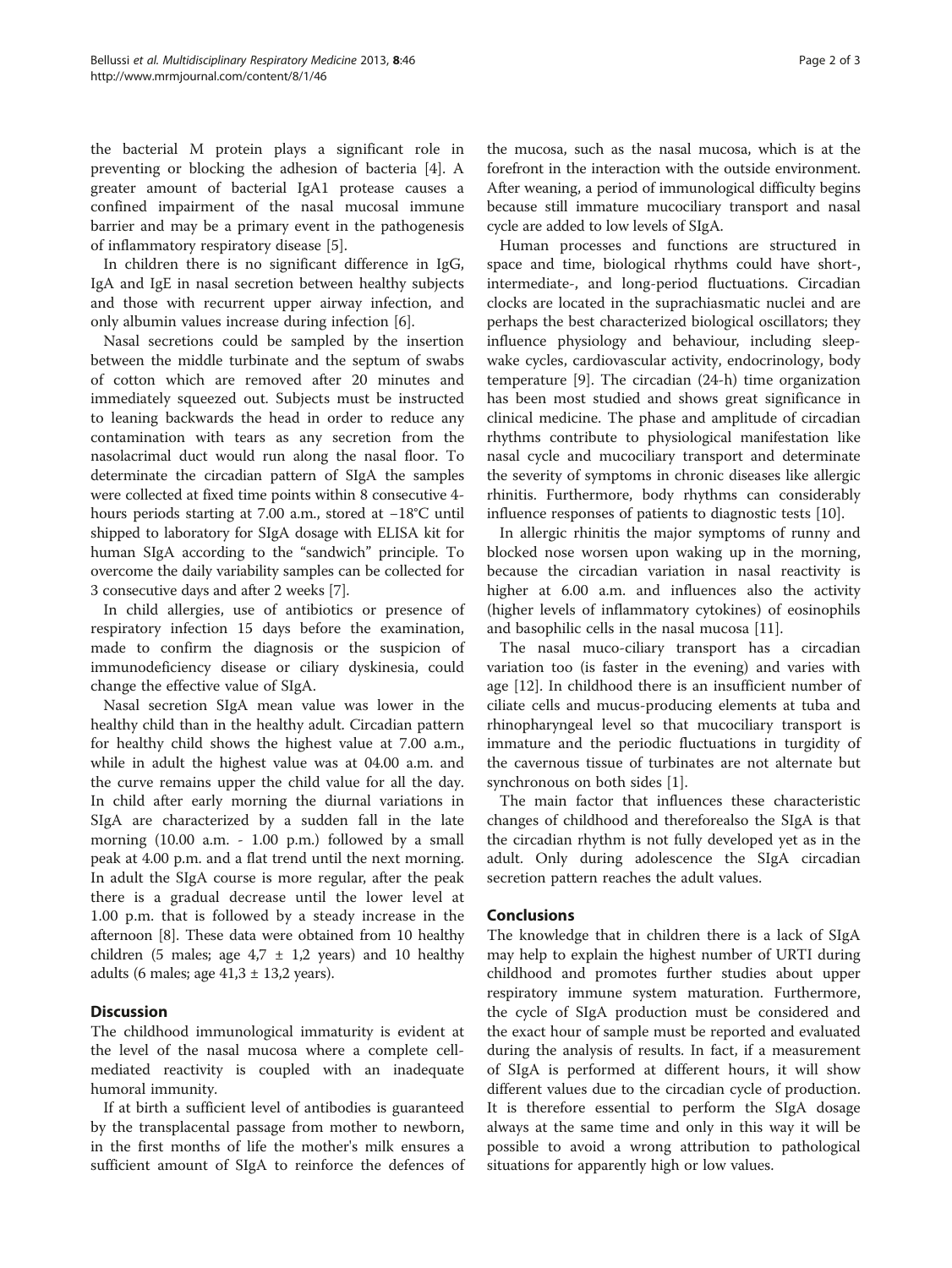the bacterial M protein plays a significant role in preventing or blocking the adhesion of bacteria [4]. A greater amount of bacterial IgA1 protease causes a confined impairment of the nasal mucosal immune barrier and may be a primary event in the pathogenesis of inflammatory respiratory disease [5].

In children there is no significant difference in IgG, IgA and IgE in nasal secretion between healthy subjects and those with recurrent upper airway infection, and only albumin values increase during infection [6].

Nasal secretions could be sampled by the insertion between the middle turbinate and the septum of swabs of cotton which are removed after 20 minutes and immediately squeezed out. Subjects must be instructed to leaning backwards the head in order to reduce any contamination with tears as any secretion from the nasolacrimal duct would run along the nasal floor. To determinate the circadian pattern of SIgA the samples were collected at fixed time points within 8 consecutive 4-hours periods starting at 7.00 a.m., stored at −18°C until shipped to laboratory for SIgA dosage with ELISA kit for human SIgA according to the "sandwich" principle. To overcome the daily variability samples can be collected for 3 consecutive days and after 2 weeks [7].

In child allergies, use of antibiotics or presence of respiratory infection 15 days before the examination, made to confirm the diagnosis or the suspicion of immunodeficiency disease or ciliary dyskinesia, could change the effective value of SIgA.

Nasal secretion SIgA mean value was lower in the healthy child than in the healthy adult. Circadian pattern for healthy child shows the highest value at 7.00 a.m., while in adult the highest value was at 04.00 a.m. and the curve remains upper the child value for all the day. In child after early morning the diurnal variations in SIgA are characterized by a sudden fall in the late morning (10.00 a.m. - 1.00 p.m.) followed by a small peak at 4.00 p.m. and a flat trend until the next morning. In adult the SIgA course is more regular, after the peak there is a gradual decrease until the lower level at 1.00 p.m. that is followed by a steady increase in the afternoon [8]. These data were obtained from 10 healthy children (5 males; age 4,7 ± 1,2 years) and 10 healthy adults (6 males; age 41,3 ± 13,2 years).

## Discussion

The childhood immunological immaturity is evident at the level of the nasal mucosa where a complete cell-mediated reactivity is coupled with an inadequate humoral immunity.

If at birth a sufficient level of antibodies is guaranteed by the transplacental passage from mother to newborn, in the first months of life the mother's milk ensures a sufficient amount of SIgA to reinforce the defences of the mucosa, such as the nasal mucosa, which is at the forefront in the interaction with the outside environment. After weaning, a period of immunological difficulty begins because still immature mucociliary transport and nasal cycle are added to low levels of SIgA.

Human processes and functions are structured in space and time, biological rhythms could have short-, intermediate-, and long-period fluctuations. Circadian clocks are located in the suprachiasmatic nuclei and are perhaps the best characterized biological oscillators; they influence physiology and behaviour, including sleep-wake cycles, cardiovascular activity, endocrinology, body temperature [9]. The circadian (24-h) time organization has been most studied and shows great significance in clinical medicine. The phase and amplitude of circadian rhythms contribute to physiological manifestation like nasal cycle and mucociliary transport and determinate the severity of symptoms in chronic diseases like allergic rhinitis. Furthermore, body rhythms can considerably influence responses of patients to diagnostic tests [10].

In allergic rhinitis the major symptoms of runny and blocked nose worsen upon waking up in the morning, because the circadian variation in nasal reactivity is higher at 6.00 a.m. and influences also the activity (higher levels of inflammatory cytokines) of eosinophils and basophilic cells in the nasal mucosa [11].

The nasal muco-ciliary transport has a circadian variation too (is faster in the evening) and varies with age [12]. In childhood there is an insufficient number of ciliate cells and mucus-producing elements at tuba and rhinopharyngeal level so that mucociliary transport is immature and the periodic fluctuations in turgidity of the cavernous tissue of turbinates are not alternate but synchronous on both sides [1].

The main factor that influences these characteristic changes of childhood and thereforealso the SIgA is that the circadian rhythm is not fully developed yet as in the adult. Only during adolescence the SIgA circadian secretion pattern reaches the adult values.

## Conclusions

The knowledge that in children there is a lack of SIgA may help to explain the highest number of URTI during childhood and promotes further studies about upper respiratory immune system maturation. Furthermore, the cycle of SIgA production must be considered and the exact hour of sample must be reported and evaluated during the analysis of results. In fact, if a measurement of SIgA is performed at different hours, it will show different values due to the circadian cycle of production. It is therefore essential to perform the SIgA dosage always at the same time and only in this way it will be possible to avoid a wrong attribution to pathological situations for apparently high or low values.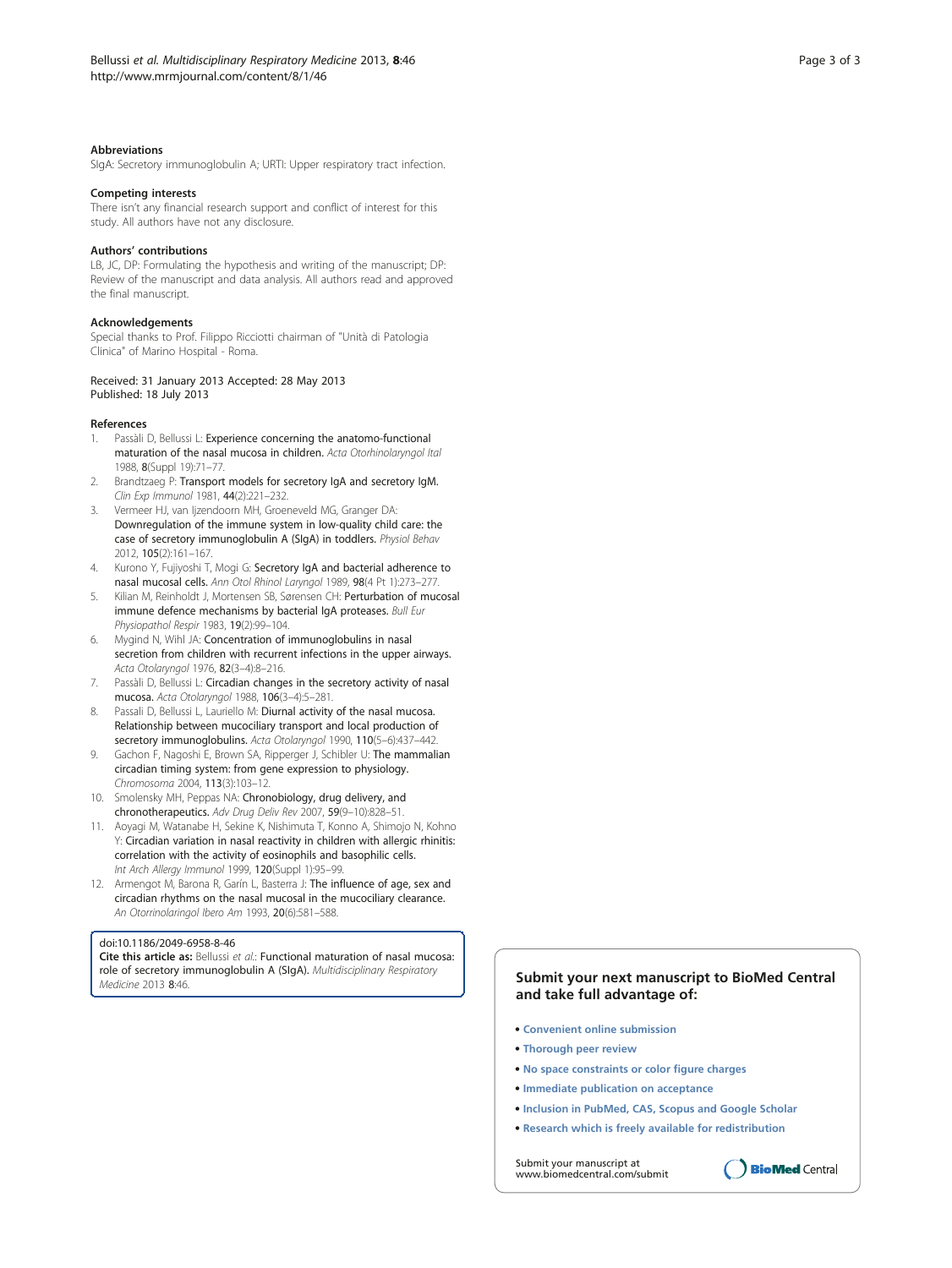## Abbreviations

SIgA: Secretory immunoglobulin A; URTI: Upper respiratory tract infection.

## Competing interests

There isn't any financial research support and conflict of interest for this study. All authors have not any disclosure.

## Authors' contributions

LB, JC, DP: Formulating the hypothesis and writing of the manuscript; DP: Review of the manuscript and data analysis. All authors read and approved the final manuscript.

## Acknowledgements

Special thanks to Prof. Filippo Ricciotti chairman of "Unità di Patologia Clinica" of Marino Hospital - Roma.

Received: 31 January 2013 Accepted: 28 May 2013
Published: 18 July 2013

## References

1. Passàli D, Bellussi L: **Experience concerning the anatomo-functional maturation of the nasal mucosa in children.** *Acta Otorhinolaryngol Ital* 1988, **8**(Suppl 19):71–77.
2. Brandtzaeg P: **Transport models for secretory IgA and secretory IgM.** *Clin Exp Immunol* 1981, **44**(2):221–232.
3. Vermeer HJ, van Ijzendoorn MH, Groeneveld MG, Granger DA: **Downregulation of the immune system in low-quality child care: the case of secretory immunoglobulin A (SIgA) in toddlers.** *Physiol Behav* 2012, **105**(2):161–167.
4. Kurono Y, Fujiyoshi T, Mogi G: **Secretory IgA and bacterial adherence to nasal mucosal cells.** *Ann Otol Rhinol Laryngol* 1989, **98**(4 Pt 1):273–277.
5. Kilian M, Reinholdt J, Mortensen SB, Sørensen CH: **Perturbation of mucosal immune defence mechanisms by bacterial IgA proteases.** *Bull Eur Physiopathol Respir* 1983, **19**(2):99–104.
6. Mygind N, Wihl JA: **Concentration of immunoglobulins in nasal secretion from children with recurrent infections in the upper airways.** *Acta Otolaryngol* 1976, **82**(3–4):8–216.
7. Passàli D, Bellussi L: **Circadian changes in the secretory activity of nasal mucosa.** *Acta Otolaryngol* 1988, **106**(3–4):5–281.
8. Passali D, Bellussi L, Lauriello M: **Diurnal activity of the nasal mucosa. Relationship between mucociliary transport and local production of secretory immunoglobulins.** *Acta Otolaryngol* 1990, **110**(5–6):437–442.
9. Gachon F, Nagoshi E, Brown SA, Ripperger J, Schibler U: **The mammalian circadian timing system: from gene expression to physiology.** *Chromosoma* 2004, **113**(3):103–12.
10. Smolensky MH, Peppas NA: **Chronobiology, drug delivery, and chronotherapeutics.** *Adv Drug Deliv Rev* 2007, **59**(9–10):828–51.
11. Aoyagi M, Watanabe H, Sekine K, Nishimuta T, Konno A, Shimojo N, Kohno Y: **Circadian variation in nasal reactivity in children with allergic rhinitis: correlation with the activity of eosinophils and basophilic cells.** *Int Arch Allergy Immunol* 1999, **120**(Suppl 1):95–99.
12. Armengot M, Barona R, Garín L, Basterra J: **The influence of age, sex and circadian rhythms on the nasal mucosal in the mucociliary clearance.** *An Otorrinolaringol Ibero Am* 1993, **20**(6):581–588.

doi:10.1186/2049-6958-8-46
**Cite this article as:** Bellussi *et al.*: Functional maturation of nasal mucosa: role of secretory immunoglobulin A (SIgA). *Multidisciplinary Respiratory Medicine* 2013 **8**:46.

**Submit your next manuscript to BioMed Central and take full advantage of:**

- **Convenient online submission**
- **Thorough peer review**
- **No space constraints or color figure charges**
- **Immediate publication on acceptance**
- **Inclusion in PubMed, CAS, Scopus and Google Scholar**
- **Research which is freely available for redistribution**

Submit your manuscript at
www.biomedcentral.com/submit

BioMed Central